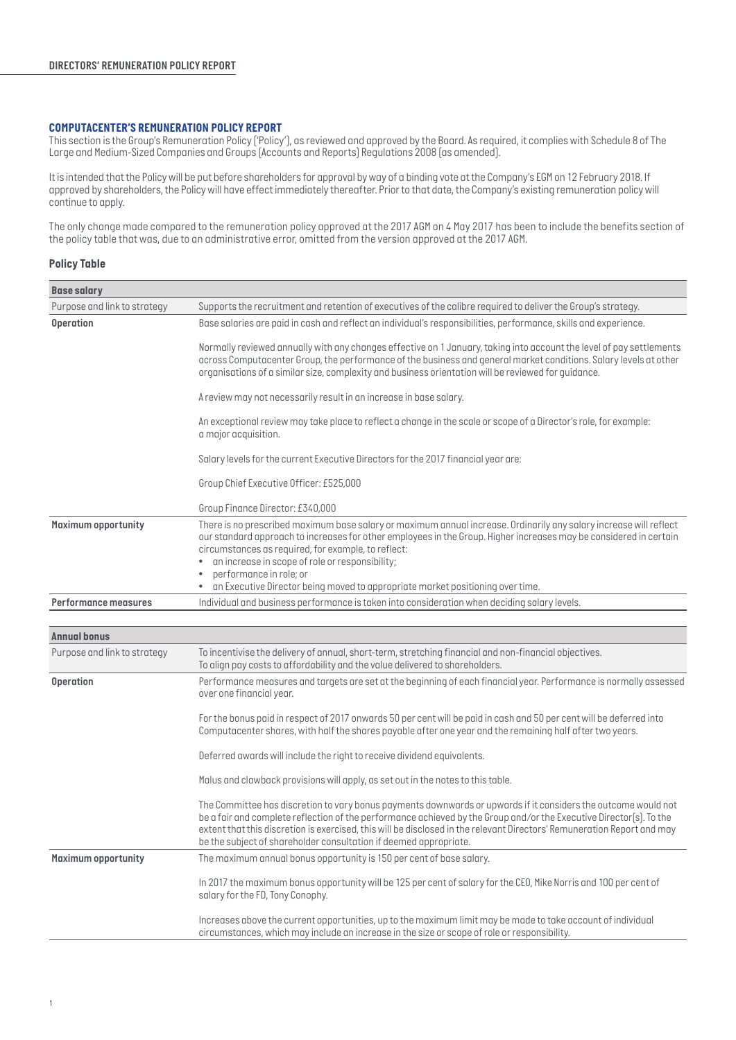## DIRECTORS' REMUNERATION POLICY REPORT

### COMPUTACENTER'S REMUNERATION POLICY REPORT

This section is the Group's Remuneration Policy ('Policy'), as reviewed and approved by the Board. As required, it complies with Schedule 8 of The Large and Medium-Sized Companies and Groups (Accounts and Reports) Regulations 2008 (as amended).

It is intended that the Policy will be put before shareholders for approval by way of a binding vote at the Company's EGM on 12 February 2018. If approved by shareholders, the Policy will have effect immediately thereafter. Prior to that date, the Company's existing remuneration policy will continue to apply.

The only change made compared to the remuneration policy approved at the 2017 AGM on 4 May 2017 has been to include the benefits section of the policy table that was, due to an administrative error, omitted from the version approved at the 2017 AGM.

### Policy Table

| **Base salary** | |
|---|---|
| Purpose and link to strategy | Supports the recruitment and retention of executives of the calibre required to deliver the Group's strategy. |
| **Operation** | Base salaries are paid in cash and reflect an individual's responsibilities, performance, skills and experience.<br><br>Normally reviewed annually with any changes effective on 1 January, taking into account the level of pay settlements across Computacenter Group, the performance of the business and general market conditions. Salary levels at other organisations of a similar size, complexity and business orientation will be reviewed for guidance.<br><br>A review may not necessarily result in an increase in base salary.<br><br>An exceptional review may take place to reflect a change in the scale or scope of a Director's role, for example: a major acquisition.<br><br>Salary levels for the current Executive Directors for the 2017 financial year are:<br><br>Group Chief Executive Officer: £525,000<br><br>Group Finance Director: £340,000 |
| **Maximum opportunity** | There is no prescribed maximum base salary or maximum annual increase. Ordinarily any salary increase will reflect our standard approach to increases for other employees in the Group. Higher increases may be considered in certain circumstances as required, for example, to reflect:<br>• an increase in scope of role or responsibility;<br>• performance in role; or<br>• an Executive Director being moved to appropriate market positioning over time. |
| **Performance measures** | Individual and business performance is taken into consideration when deciding salary levels. |

| **Annual bonus** | |
|---|---|
| Purpose and link to strategy | To incentivise the delivery of annual, short-term, stretching financial and non-financial objectives.<br>To align pay costs to affordability and the value delivered to shareholders. |
| **Operation** | Performance measures and targets are set at the beginning of each financial year. Performance is normally assessed over one financial year.<br><br>For the bonus paid in respect of 2017 onwards 50 per cent will be paid in cash and 50 per cent will be deferred into Computacenter shares, with half the shares payable after one year and the remaining half after two years.<br><br>Deferred awards will include the right to receive dividend equivalents.<br><br>Malus and clawback provisions will apply, as set out in the notes to this table.<br><br>The Committee has discretion to vary bonus payments downwards or upwards if it considers the outcome would not be a fair and complete reflection of the performance achieved by the Group and/or the Executive Director(s). To the extent that this discretion is exercised, this will be disclosed in the relevant Directors' Remuneration Report and may be the subject of shareholder consultation if deemed appropriate. |
| **Maximum opportunity** | The maximum annual bonus opportunity is 150 per cent of base salary.<br><br>In 2017 the maximum bonus opportunity will be 125 per cent of salary for the CEO, Mike Norris and 100 per cent of salary for the FD, Tony Conophy.<br><br>Increases above the current opportunities, up to the maximum limit may be made to take account of individual circumstances, which may include an increase in the size or scope of role or responsibility. |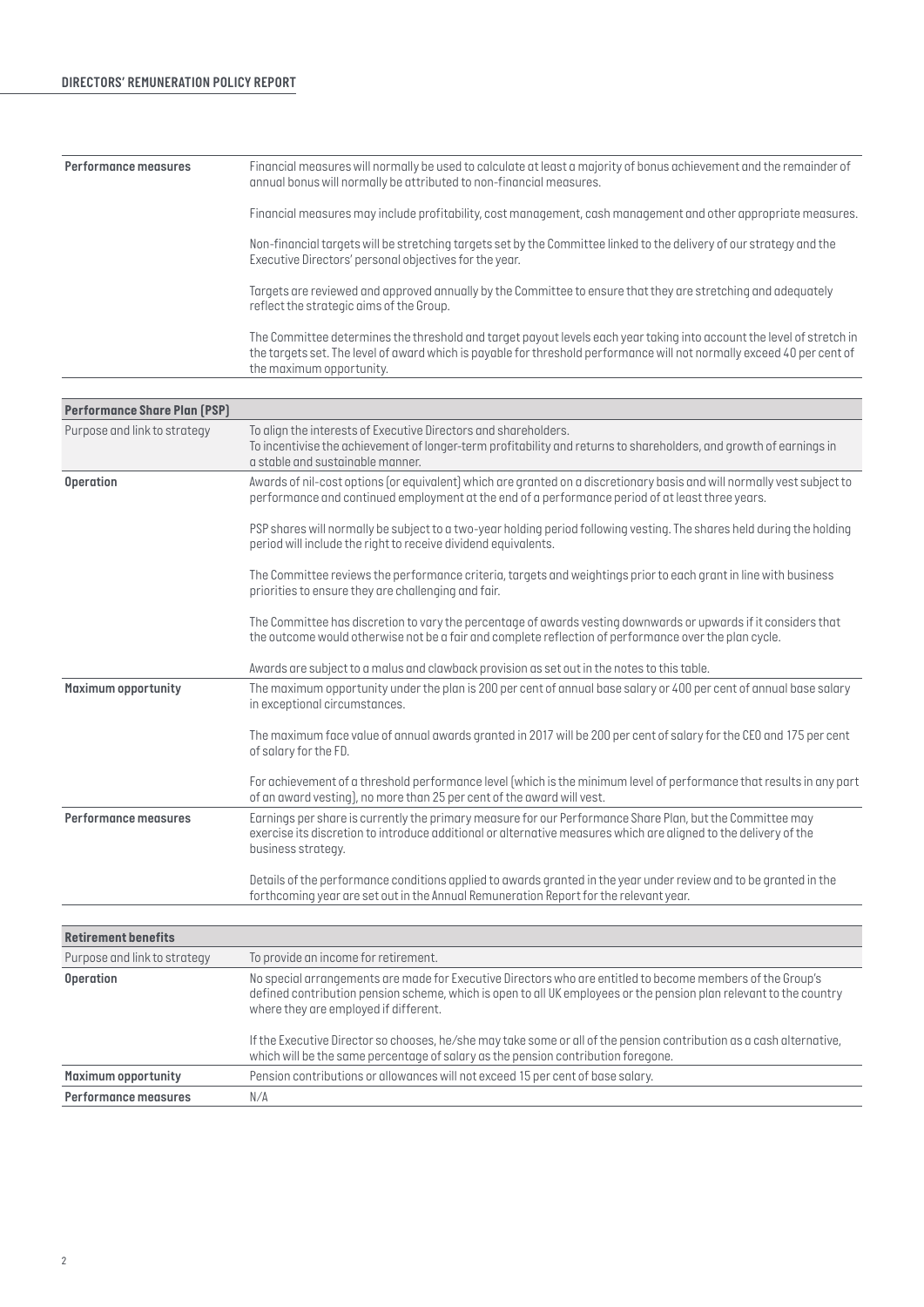| | |
|---|---|
| **Performance measures** | Financial measures will normally be used to calculate at least a majority of bonus achievement and the remainder of annual bonus will normally be attributed to non-financial measures.<br><br>Financial measures may include profitability, cost management, cash management and other appropriate measures.<br><br>Non-financial targets will be stretching targets set by the Committee linked to the delivery of our strategy and the Executive Directors' personal objectives for the year.<br><br>Targets are reviewed and approved annually by the Committee to ensure that they are stretching and adequately reflect the strategic aims of the Group.<br><br>The Committee determines the threshold and target payout levels each year taking into account the level of stretch in the targets set. The level of award which is payable for threshold performance will not normally exceed 40 per cent of the maximum opportunity. |

| **Performance Share Plan (PSP)** | |
|---|---|
| Purpose and link to strategy | To align the interests of Executive Directors and shareholders.<br>To incentivise the achievement of longer-term profitability and returns to shareholders, and growth of earnings in a stable and sustainable manner. |
| **Operation** | Awards of nil-cost options (or equivalent) which are granted on a discretionary basis and will normally vest subject to performance and continued employment at the end of a performance period of at least three years.<br><br>PSP shares will normally be subject to a two-year holding period following vesting. The shares held during the holding period will include the right to receive dividend equivalents.<br><br>The Committee reviews the performance criteria, targets and weightings prior to each grant in line with business priorities to ensure they are challenging and fair.<br><br>The Committee has discretion to vary the percentage of awards vesting downwards or upwards if it considers that the outcome would otherwise not be a fair and complete reflection of performance over the plan cycle.<br><br>Awards are subject to a malus and clawback provision as set out in the notes to this table. |
| **Maximum opportunity** | The maximum opportunity under the plan is 200 per cent of annual base salary or 400 per cent of annual base salary in exceptional circumstances.<br><br>The maximum face value of annual awards granted in 2017 will be 200 per cent of salary for the CEO and 175 per cent of salary for the FD.<br><br>For achievement of a threshold performance level (which is the minimum level of performance that results in any part of an award vesting), no more than 25 per cent of the award will vest. |
| **Performance measures** | Earnings per share is currently the primary measure for our Performance Share Plan, but the Committee may exercise its discretion to introduce additional or alternative measures which are aligned to the delivery of the business strategy.<br><br>Details of the performance conditions applied to awards granted in the year under review and to be granted in the forthcoming year are set out in the Annual Remuneration Report for the relevant year. |

| **Retirement benefits** | |
|---|---|
| Purpose and link to strategy | To provide an income for retirement. |
| **Operation** | No special arrangements are made for Executive Directors who are entitled to become members of the Group's defined contribution pension scheme, which is open to all UK employees or the pension plan relevant to the country where they are employed if different.<br><br>If the Executive Director so chooses, he/she may take some or all of the pension contribution as a cash alternative, which will be the same percentage of salary as the pension contribution foregone. |
| **Maximum opportunity** | Pension contributions or allowances will not exceed 15 per cent of base salary. |
| **Performance measures** | N/A |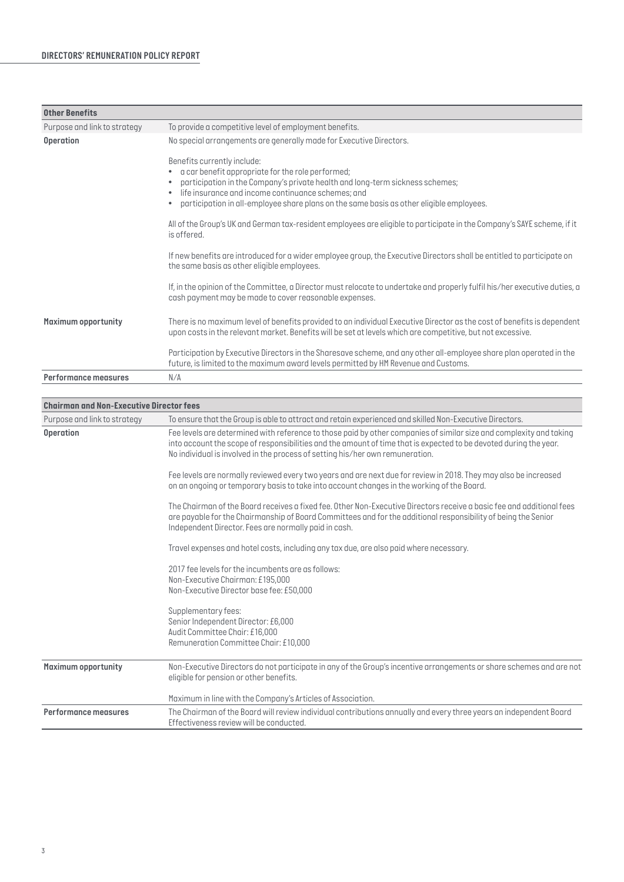| Other Benefits | |
|---|---|
| Purpose and link to strategy | To provide a competitive level of employment benefits. |
| **Operation** | No special arrangements are generally made for Executive Directors.<br><br>Benefits currently include:<br>• a car benefit appropriate for the role performed;<br>• participation in the Company's private health and long-term sickness schemes;<br>• life insurance and income continuance schemes; and<br>• participation in all-employee share plans on the same basis as other eligible employees.<br><br>All of the Group's UK and German tax-resident employees are eligible to participate in the Company's SAYE scheme, if it is offered.<br><br>If new benefits are introduced for a wider employee group, the Executive Directors shall be entitled to participate on the same basis as other eligible employees.<br><br>If, in the opinion of the Committee, a Director must relocate to undertake and properly fulfil his/her executive duties, a cash payment may be made to cover reasonable expenses. |
| **Maximum opportunity** | There is no maximum level of benefits provided to an individual Executive Director as the cost of benefits is dependent upon costs in the relevant market. Benefits will be set at levels which are competitive, but not excessive.<br><br>Participation by Executive Directors in the Sharesave scheme, and any other all-employee share plan operated in the future, is limited to the maximum award levels permitted by HM Revenue and Customs. |
| **Performance measures** | N/A |

| Chairman and Non-Executive Director fees | |
|---|---|
| Purpose and link to strategy | To ensure that the Group is able to attract and retain experienced and skilled Non-Executive Directors. |
| **Operation** | Fee levels are determined with reference to those paid by other companies of similar size and complexity and taking into account the scope of responsibilities and the amount of time that is expected to be devoted during the year. No individual is involved in the process of setting his/her own remuneration.<br><br>Fee levels are normally reviewed every two years and are next due for review in 2018. They may also be increased on an ongoing or temporary basis to take into account changes in the working of the Board.<br><br>The Chairman of the Board receives a fixed fee. Other Non-Executive Directors receive a basic fee and additional fees are payable for the Chairmanship of Board Committees and for the additional responsibility of being the Senior Independent Director. Fees are normally paid in cash.<br><br>Travel expenses and hotel costs, including any tax due, are also paid where necessary.<br><br>2017 fee levels for the incumbents are as follows:<br>Non-Executive Chairman: £195,000<br>Non-Executive Director base fee: £50,000<br><br>Supplementary fees:<br>Senior Independent Director: £6,000<br>Audit Committee Chair: £16,000<br>Remuneration Committee Chair: £10,000 |
| **Maximum opportunity** | Non-Executive Directors do not participate in any of the Group's incentive arrangements or share schemes and are not eligible for pension or other benefits.<br><br>Maximum in line with the Company's Articles of Association. |
| **Performance measures** | The Chairman of the Board will review individual contributions annually and every three years an independent Board Effectiveness review will be conducted. |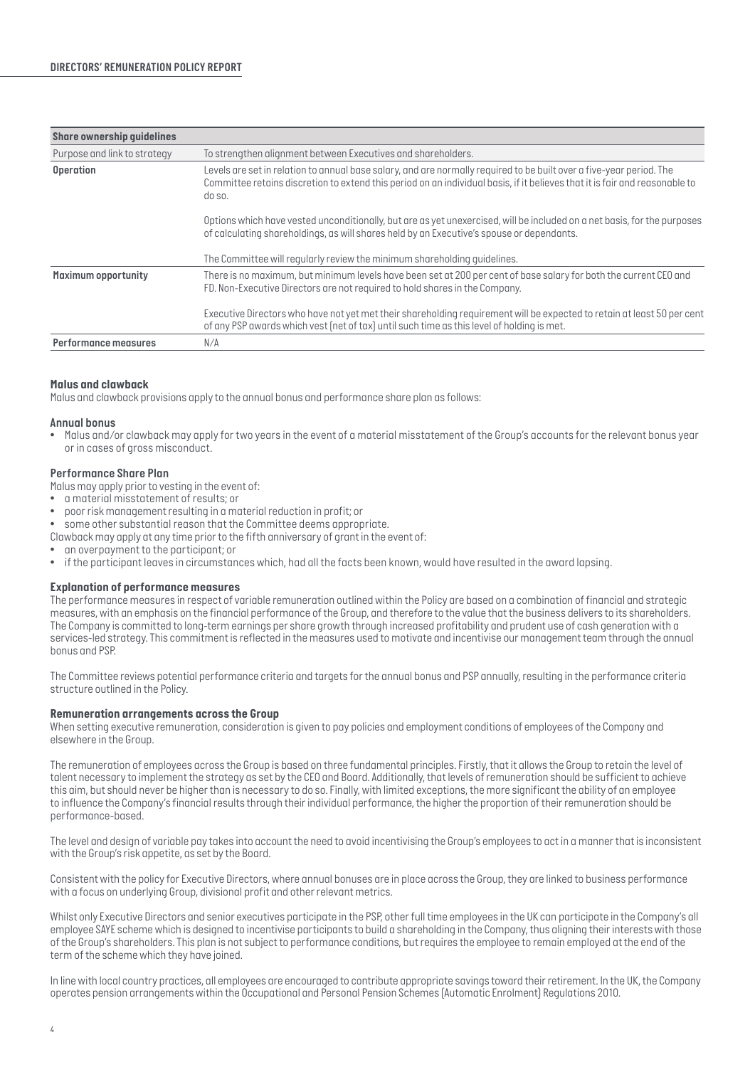| Share ownership guidelines | |
|---|---|
| Purpose and link to strategy | To strengthen alignment between Executives and shareholders. |
| **Operation** | Levels are set in relation to annual base salary, and are normally required to be built over a five-year period. The Committee retains discretion to extend this period on an individual basis, if it believes that it is fair and reasonable to do so.<br><br>Options which have vested unconditionally, but are as yet unexercised, will be included on a net basis, for the purposes of calculating shareholdings, as will shares held by an Executive's spouse or dependants.<br><br>The Committee will regularly review the minimum shareholding guidelines. |
| **Maximum opportunity** | There is no maximum, but minimum levels have been set at 200 per cent of base salary for both the current CEO and FD. Non-Executive Directors are not required to hold shares in the Company.<br><br>Executive Directors who have not yet met their shareholding requirement will be expected to retain at least 50 per cent of any PSP awards which vest (net of tax) until such time as this level of holding is met. |
| **Performance measures** | N/A |

### Malus and clawback

Malus and clawback provisions apply to the annual bonus and performance share plan as follows:

#### Annual bonus

- Malus and/or clawback may apply for two years in the event of a material misstatement of the Group's accounts for the relevant bonus year or in cases of gross misconduct.

#### Performance Share Plan

Malus may apply prior to vesting in the event of:

- a material misstatement of results; or
- poor risk management resulting in a material reduction in profit; or
- some other substantial reason that the Committee deems appropriate.

Clawback may apply at any time prior to the fifth anniversary of grant in the event of:

- an overpayment to the participant; or
- if the participant leaves in circumstances which, had all the facts been known, would have resulted in the award lapsing.

### Explanation of performance measures

The performance measures in respect of variable remuneration outlined within the Policy are based on a combination of financial and strategic measures, with an emphasis on the financial performance of the Group, and therefore to the value that the business delivers to its shareholders. The Company is committed to long-term earnings per share growth through increased profitability and prudent use of cash generation with a services-led strategy. This commitment is reflected in the measures used to motivate and incentivise our management team through the annual bonus and PSP.

The Committee reviews potential performance criteria and targets for the annual bonus and PSP annually, resulting in the performance criteria structure outlined in the Policy.

### Remuneration arrangements across the Group

When setting executive remuneration, consideration is given to pay policies and employment conditions of employees of the Company and elsewhere in the Group.

The remuneration of employees across the Group is based on three fundamental principles. Firstly, that it allows the Group to retain the level of talent necessary to implement the strategy as set by the CEO and Board. Additionally, that levels of remuneration should be sufficient to achieve this aim, but should never be higher than is necessary to do so. Finally, with limited exceptions, the more significant the ability of an employee to influence the Company's financial results through their individual performance, the higher the proportion of their remuneration should be performance-based.

The level and design of variable pay takes into account the need to avoid incentivising the Group's employees to act in a manner that is inconsistent with the Group's risk appetite, as set by the Board.

Consistent with the policy for Executive Directors, where annual bonuses are in place across the Group, they are linked to business performance with a focus on underlying Group, divisional profit and other relevant metrics.

Whilst only Executive Directors and senior executives participate in the PSP, other full time employees in the UK can participate in the Company's all employee SAYE scheme which is designed to incentivise participants to build a shareholding in the Company, thus aligning their interests with those of the Group's shareholders. This plan is not subject to performance conditions, but requires the employee to remain employed at the end of the term of the scheme which they have joined.

In line with local country practices, all employees are encouraged to contribute appropriate savings toward their retirement. In the UK, the Company operates pension arrangements within the Occupational and Personal Pension Schemes (Automatic Enrolment) Regulations 2010.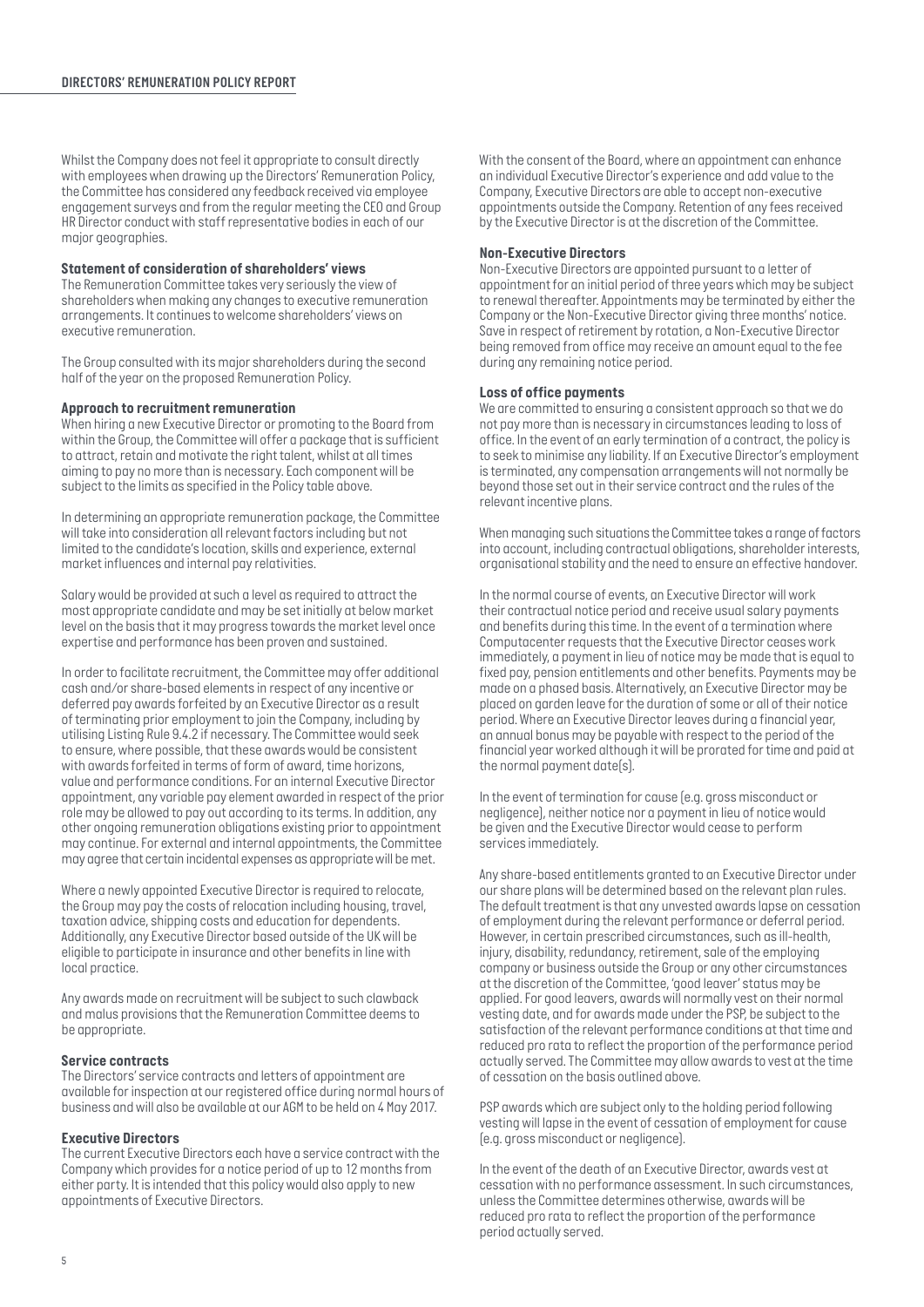Whilst the Company does not feel it appropriate to consult directly with employees when drawing up the Directors' Remuneration Policy, the Committee has considered any feedback received via employee engagement surveys and from the regular meeting the CEO and Group HR Director conduct with staff representative bodies in each of our major geographies.

**Statement of consideration of shareholders' views**

The Remuneration Committee takes very seriously the view of shareholders when making any changes to executive remuneration arrangements. It continues to welcome shareholders' views on executive remuneration.

The Group consulted with its major shareholders during the second half of the year on the proposed Remuneration Policy.

**Approach to recruitment remuneration**

When hiring a new Executive Director or promoting to the Board from within the Group, the Committee will offer a package that is sufficient to attract, retain and motivate the right talent, whilst at all times aiming to pay no more than is necessary. Each component will be subject to the limits as specified in the Policy table above.

In determining an appropriate remuneration package, the Committee will take into consideration all relevant factors including but not limited to the candidate's location, skills and experience, external market influences and internal pay relativities.

Salary would be provided at such a level as required to attract the most appropriate candidate and may be set initially at below market level on the basis that it may progress towards the market level once expertise and performance has been proven and sustained.

In order to facilitate recruitment, the Committee may offer additional cash and/or share-based elements in respect of any incentive or deferred pay awards forfeited by an Executive Director as a result of terminating prior employment to join the Company, including by utilising Listing Rule 9.4.2 if necessary. The Committee would seek to ensure, where possible, that these awards would be consistent with awards forfeited in terms of form of award, time horizons, value and performance conditions. For an internal Executive Director appointment, any variable pay element awarded in respect of the prior role may be allowed to pay out according to its terms. In addition, any other ongoing remuneration obligations existing prior to appointment may continue. For external and internal appointments, the Committee may agree that certain incidental expenses as appropriate will be met.

Where a newly appointed Executive Director is required to relocate, the Group may pay the costs of relocation including housing, travel, taxation advice, shipping costs and education for dependents. Additionally, any Executive Director based outside of the UK will be eligible to participate in insurance and other benefits in line with local practice.

Any awards made on recruitment will be subject to such clawback and malus provisions that the Remuneration Committee deems to be appropriate.

**Service contracts**

The Directors' service contracts and letters of appointment are available for inspection at our registered office during normal hours of business and will also be available at our AGM to be held on 4 May 2017.

**Executive Directors**

The current Executive Directors each have a service contract with the Company which provides for a notice period of up to 12 months from either party. It is intended that this policy would also apply to new appointments of Executive Directors.

With the consent of the Board, where an appointment can enhance an individual Executive Director's experience and add value to the Company, Executive Directors are able to accept non-executive appointments outside the Company. Retention of any fees received by the Executive Director is at the discretion of the Committee.

**Non-Executive Directors**

Non-Executive Directors are appointed pursuant to a letter of appointment for an initial period of three years which may be subject to renewal thereafter. Appointments may be terminated by either the Company or the Non-Executive Director giving three months' notice. Save in respect of retirement by rotation, a Non-Executive Director being removed from office may receive an amount equal to the fee during any remaining notice period.

**Loss of office payments**

We are committed to ensuring a consistent approach so that we do not pay more than is necessary in circumstances leading to loss of office. In the event of an early termination of a contract, the policy is to seek to minimise any liability. If an Executive Director's employment is terminated, any compensation arrangements will not normally be beyond those set out in their service contract and the rules of the relevant incentive plans.

When managing such situations the Committee takes a range of factors into account, including contractual obligations, shareholder interests, organisational stability and the need to ensure an effective handover.

In the normal course of events, an Executive Director will work their contractual notice period and receive usual salary payments and benefits during this time. In the event of a termination where Computacenter requests that the Executive Director ceases work immediately, a payment in lieu of notice may be made that is equal to fixed pay, pension entitlements and other benefits. Payments may be made on a phased basis. Alternatively, an Executive Director may be placed on garden leave for the duration of some or all of their notice period. Where an Executive Director leaves during a financial year, an annual bonus may be payable with respect to the period of the financial year worked although it will be prorated for time and paid at the normal payment date(s).

In the event of termination for cause (e.g. gross misconduct or negligence), neither notice nor a payment in lieu of notice would be given and the Executive Director would cease to perform services immediately.

Any share-based entitlements granted to an Executive Director under our share plans will be determined based on the relevant plan rules. The default treatment is that any unvested awards lapse on cessation of employment during the relevant performance or deferral period. However, in certain prescribed circumstances, such as ill-health, injury, disability, redundancy, retirement, sale of the employing company or business outside the Group or any other circumstances at the discretion of the Committee, 'good leaver' status may be applied. For good leavers, awards will normally vest on their normal vesting date, and for awards made under the PSP, be subject to the satisfaction of the relevant performance conditions at that time and reduced pro rata to reflect the proportion of the performance period actually served. The Committee may allow awards to vest at the time of cessation on the basis outlined above.

PSP awards which are subject only to the holding period following vesting will lapse in the event of cessation of employment for cause (e.g. gross misconduct or negligence).

In the event of the death of an Executive Director, awards vest at cessation with no performance assessment. In such circumstances, unless the Committee determines otherwise, awards will be reduced pro rata to reflect the proportion of the performance period actually served.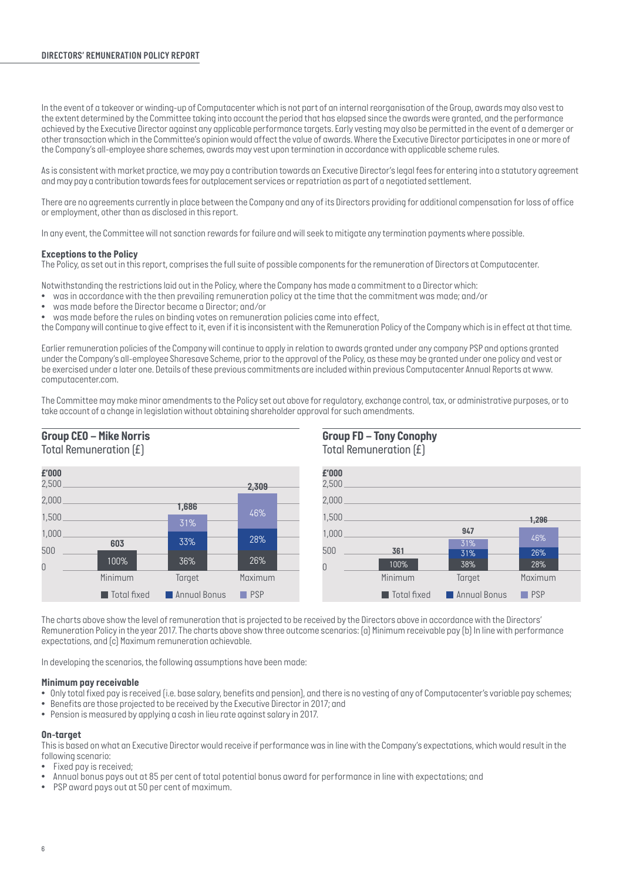In the event of a takeover or winding-up of Computacenter which is not part of an internal reorganisation of the Group, awards may also vest to the extent determined by the Committee taking into account the period that has elapsed since the awards were granted, and the performance achieved by the Executive Director against any applicable performance targets. Early vesting may also be permitted in the event of a demerger or other transaction which in the Committee's opinion would affect the value of awards. Where the Executive Director participates in one or more of the Company's all-employee share schemes, awards may vest upon termination in accordance with applicable scheme rules.

As is consistent with market practice, we may pay a contribution towards an Executive Director's legal fees for entering into a statutory agreement and may pay a contribution towards fees for outplacement services or repatriation as part of a negotiated settlement.

There are no agreements currently in place between the Company and any of its Directors providing for additional compensation for loss of office or employment, other than as disclosed in this report.

In any event, the Committee will not sanction rewards for failure and will seek to mitigate any termination payments where possible.

**Exceptions to the Policy**

The Policy, as set out in this report, comprises the full suite of possible components for the remuneration of Directors at Computacenter.

Notwithstanding the restrictions laid out in the Policy, where the Company has made a commitment to a Director which:

- was in accordance with the then prevailing remuneration policy at the time that the commitment was made; and/or
- was made before the Director became a Director; and/or
- was made before the rules on binding votes on remuneration policies came into effect,

the Company will continue to give effect to it, even if it is inconsistent with the Remuneration Policy of the Company which is in effect at that time.

Earlier remuneration policies of the Company will continue to apply in relation to awards granted under any company PSP and options granted under the Company's all-employee Sharesave Scheme, prior to the approval of the Policy, as these may be granted under one policy and vest or be exercised under a later one. Details of these previous commitments are included within previous Computacenter Annual Reports at www.computacenter.com.

The Committee may make minor amendments to the Policy set out above for regulatory, exchange control, tax, or administrative purposes, or to take account of a change in legislation without obtaining shareholder approval for such amendments.

**Group CEO – Mike Norris**
Total Remuneration (£)

| £'000 | Minimum | Target | Maximum |
|---|---|---|---|
| Total | 603 | 1,686 | 2,309 |
| Total fixed | 100% | 36% | 26% |
| Annual Bonus | | 33% | 28% |
| PSP | | 31% | 46% |

**Group FD – Tony Conophy**
Total Remuneration (£)

| £'000 | Minimum | Target | Maximum |
|---|---|---|---|
| Total | 361 | 947 | 1,296 |
| Total fixed | 100% | 38% | 28% |
| Annual Bonus | | 31% | 26% |
| PSP | | 31% | 46% |

The charts above show the level of remuneration that is projected to be received by the Directors above in accordance with the Directors' Remuneration Policy in the year 2017. The charts above show three outcome scenarios: (a) Minimum receivable pay (b) In line with performance expectations, and (c) Maximum remuneration achievable.

In developing the scenarios, the following assumptions have been made:

**Minimum pay receivable**

- Only total fixed pay is received (i.e. base salary, benefits and pension), and there is no vesting of any of Computacenter's variable pay schemes;
- Benefits are those projected to be received by the Executive Director in 2017; and
- Pension is measured by applying a cash in lieu rate against salary in 2017.

**On-target**

This is based on what an Executive Director would receive if performance was in line with the Company's expectations, which would result in the following scenario:

- Fixed pay is received;
- Annual bonus pays out at 85 per cent of total potential bonus award for performance in line with expectations; and
- PSP award pays out at 50 per cent of maximum.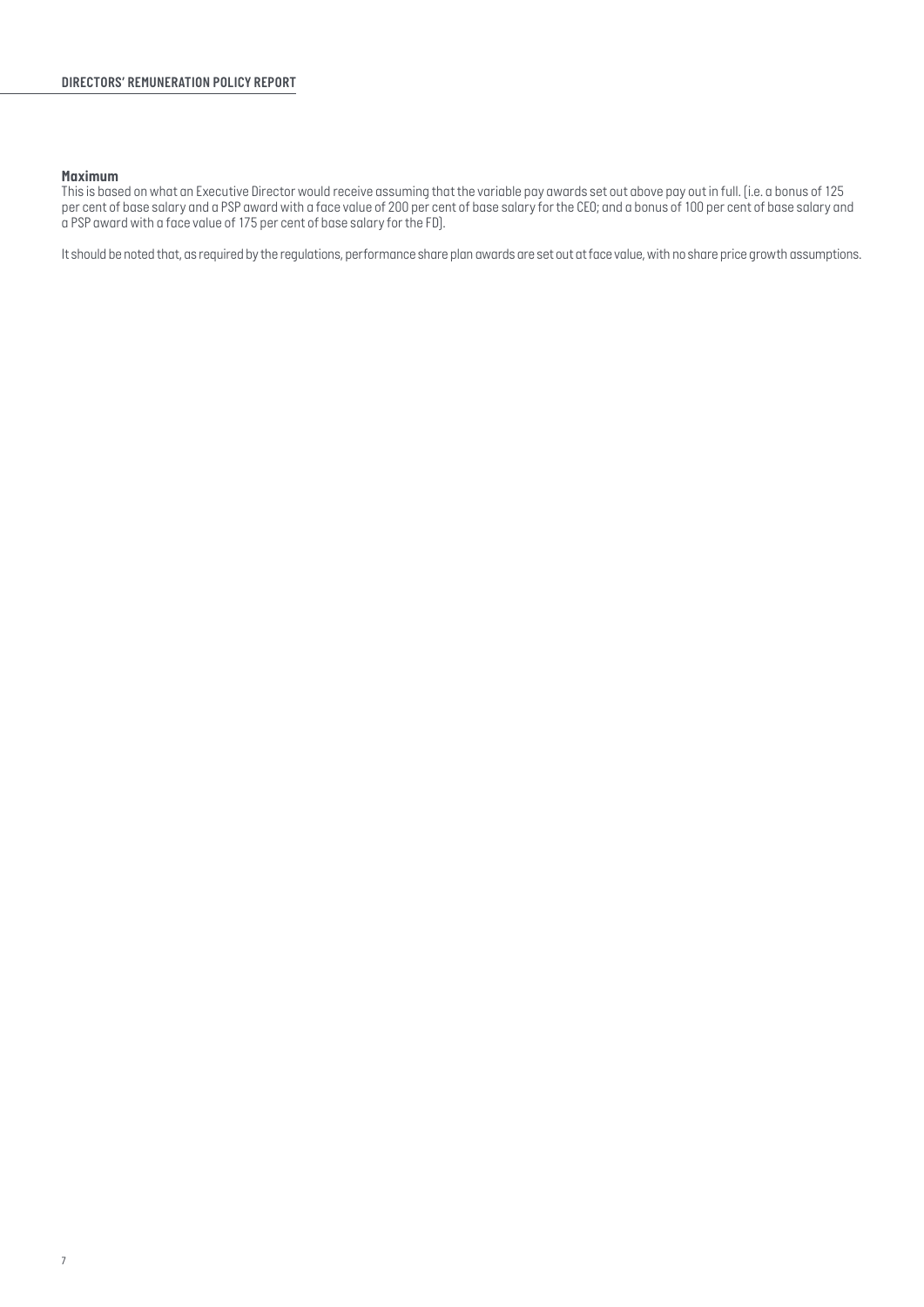**Maximum**

This is based on what an Executive Director would receive assuming that the variable pay awards set out above pay out in full. (i.e. a bonus of 125 per cent of base salary and a PSP award with a face value of 200 per cent of base salary for the CEO; and a bonus of 100 per cent of base salary and a PSP award with a face value of 175 per cent of base salary for the FD).

It should be noted that, as required by the regulations, performance share plan awards are set out at face value, with no share price growth assumptions.